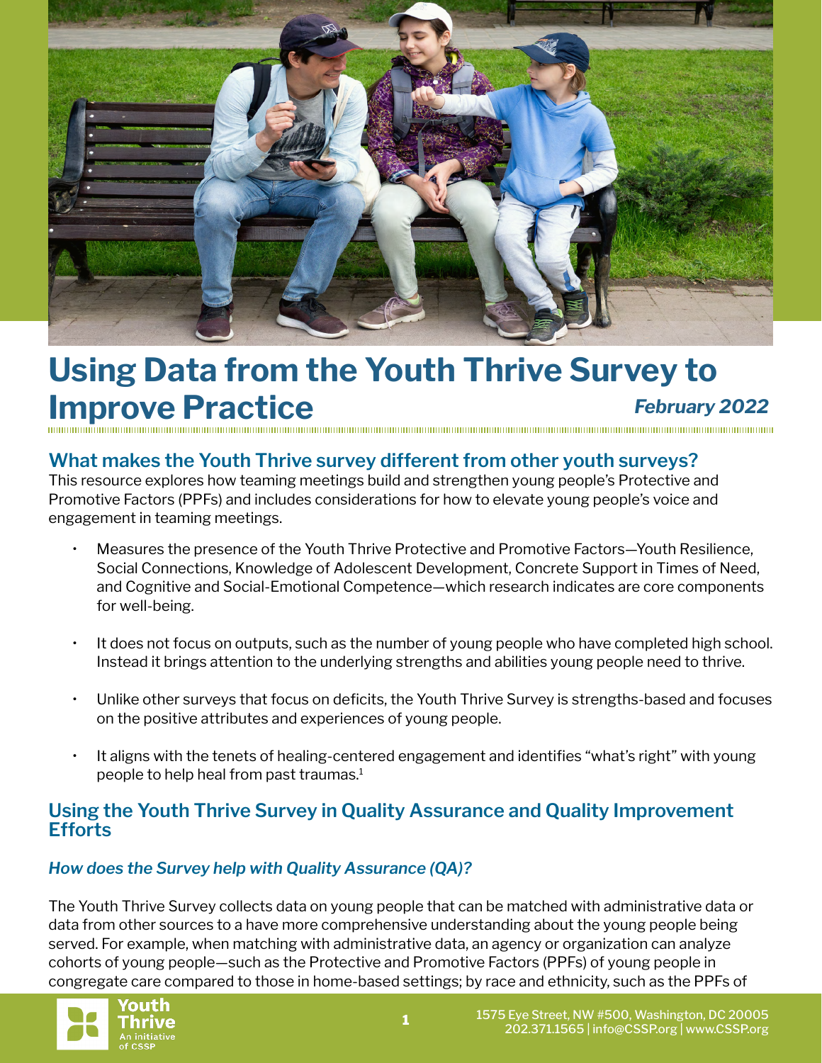# Using Data from the Youth Thrive Survey to Improve Practice

***February 2022***

## What makes the Youth Thrive survey different from other youth surveys?

This resource explores how teaming meetings build and strengthen young people's Protective and Promotive Factors (PPFs) and includes considerations for how to elevate young people's voice and engagement in teaming meetings.

- Measures the presence of the Youth Thrive Protective and Promotive Factors—Youth Resilience, Social Connections, Knowledge of Adolescent Development, Concrete Support in Times of Need, and Cognitive and Social-Emotional Competence—which research indicates are core components for well-being.
- It does not focus on outputs, such as the number of young people who have completed high school. Instead it brings attention to the underlying strengths and abilities young people need to thrive.
- Unlike other surveys that focus on deficits, the Youth Thrive Survey is strengths-based and focuses on the positive attributes and experiences of young people.
- It aligns with the tenets of healing-centered engagement and identifies "what's right" with young people to help heal from past traumas.[1]

## Using the Youth Thrive Survey in Quality Assurance and Quality Improvement Efforts

### *How does the Survey help with Quality Assurance (QA)?*

The Youth Thrive Survey collects data on young people that can be matched with administrative data or data from other sources to a have more comprehensive understanding about the young people being served. For example, when matching with administrative data, an agency or organization can analyze cohorts of young people—such as the Protective and Promotive Factors (PPFs) of young people in congregate care compared to those in home-based settings; by race and ethnicity, such as the PPFs of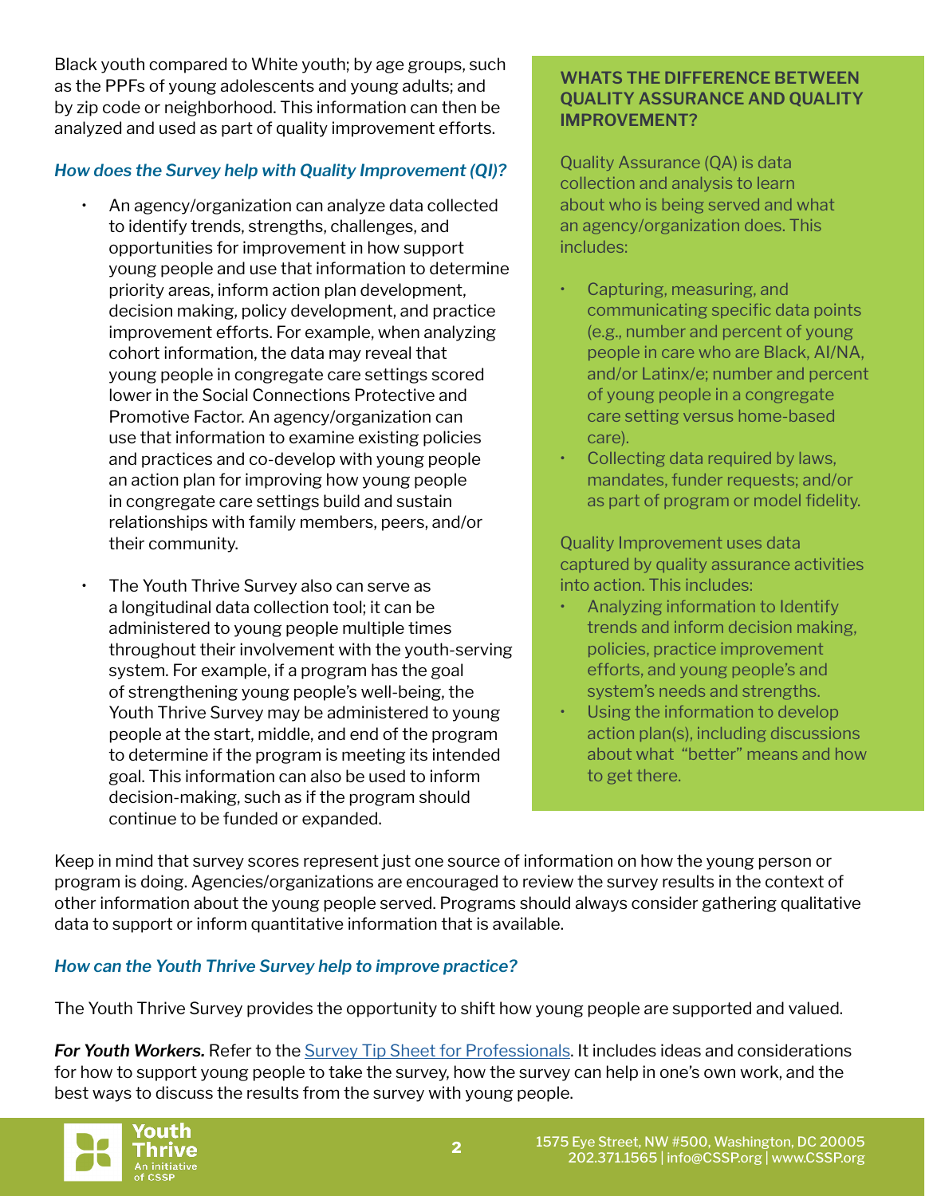Black youth compared to White youth; by age groups, such as the PPFs of young adolescents and young adults; and by zip code or neighborhood. This information can then be analyzed and used as part of quality improvement efforts.

### *How does the Survey help with Quality Improvement (QI)?*

- An agency/organization can analyze data collected to identify trends, strengths, challenges, and opportunities for improvement in how support young people and use that information to determine priority areas, inform action plan development, decision making, policy development, and practice improvement efforts. For example, when analyzing cohort information, the data may reveal that young people in congregate care settings scored lower in the Social Connections Protective and Promotive Factor. An agency/organization can use that information to examine existing policies and practices and co-develop with young people an action plan for improving how young people in congregate care settings build and sustain relationships with family members, peers, and/or their community.
- The Youth Thrive Survey also can serve as a longitudinal data collection tool; it can be administered to young people multiple times throughout their involvement with the youth-serving system. For example, if a program has the goal of strengthening young people's well-being, the Youth Thrive Survey may be administered to young people at the start, middle, and end of the program to determine if the program is meeting its intended goal. This information can also be used to inform decision-making, such as if the program should continue to be funded or expanded.

**WHATS THE DIFFERENCE BETWEEN QUALITY ASSURANCE AND QUALITY IMPROVEMENT?**

Quality Assurance (QA) is data collection and analysis to learn about who is being served and what an agency/organization does. This includes:

- Capturing, measuring, and communicating specific data points (e.g., number and percent of young people in care who are Black, AI/NA, and/or Latinx/e; number and percent of young people in a congregate care setting versus home-based care).
- Collecting data required by laws, mandates, funder requests; and/or as part of program or model fidelity.

Quality Improvement uses data captured by quality assurance activities into action. This includes:

- Analyzing information to Identify trends and inform decision making, policies, practice improvement efforts, and young people's and system's needs and strengths.
- Using the information to develop action plan(s), including discussions about what "better" means and how to get there.

Keep in mind that survey scores represent just one source of information on how the young person or program is doing. Agencies/organizations are encouraged to review the survey results in the context of other information about the young people served. Programs should always consider gathering qualitative data to support or inform quantitative information that is available.

### *How can the Youth Thrive Survey help to improve practice?*

The Youth Thrive Survey provides the opportunity to shift how young people are supported and valued.

***For Youth Workers.*** Refer to the Survey Tip Sheet for Professionals. It includes ideas and considerations for how to support young people to take the survey, how the survey can help in one's own work, and the best ways to discuss the results from the survey with young people.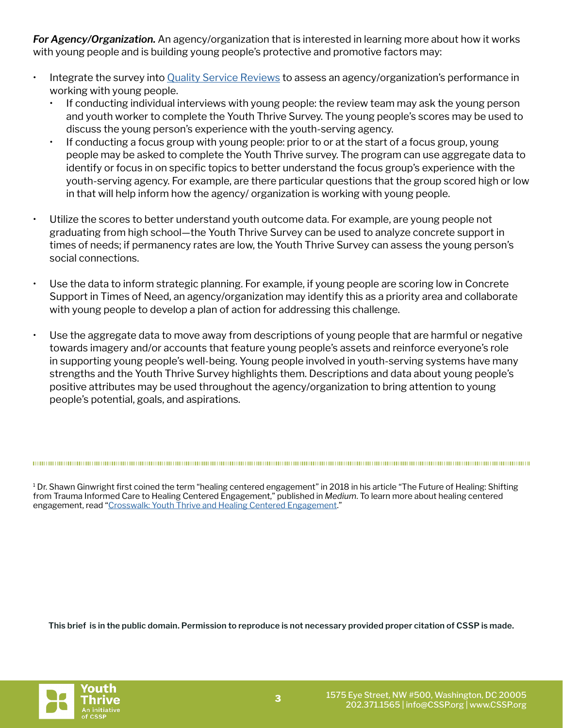***For Agency/Organization.*** An agency/organization that is interested in learning more about how it works with young people and is building young people's protective and promotive factors may:

- Integrate the survey into [Quality Service Reviews](#) to assess an agency/organization's performance in working with young people.
  - If conducting individual interviews with young people: the review team may ask the young person and youth worker to complete the Youth Thrive Survey. The young people's scores may be used to discuss the young person's experience with the youth-serving agency.
  - If conducting a focus group with young people: prior to or at the start of a focus group, young people may be asked to complete the Youth Thrive survey. The program can use aggregate data to identify or focus in on specific topics to better understand the focus group's experience with the youth-serving agency. For example, are there particular questions that the group scored high or low in that will help inform how the agency/ organization is working with young people.

- Utilize the scores to better understand youth outcome data. For example, are young people not graduating from high school—the Youth Thrive Survey can be used to analyze concrete support in times of needs; if permanency rates are low, the Youth Thrive Survey can assess the young person's social connections.

- Use the data to inform strategic planning. For example, if young people are scoring low in Concrete Support in Times of Need, an agency/organization may identify this as a priority area and collaborate with young people to develop a plan of action for addressing this challenge.

- Use the aggregate data to move away from descriptions of young people that are harmful or negative towards imagery and/or accounts that feature young people's assets and reinforce everyone's role in supporting young people's well-being. Young people involved in youth-serving systems have many strengths and the Youth Thrive Survey highlights them. Descriptions and data about young people's positive attributes may be used throughout the agency/organization to bring attention to young people's potential, goals, and aspirations.

---

[1] Dr. Shawn Ginwright first coined the term "healing centered engagement" in 2018 in his article "The Future of Healing: Shifting from Trauma Informed Care to Healing Centered Engagement," published in *Medium*. To learn more about healing centered engagement, read "[Crosswalk: Youth Thrive and Healing Centered Engagement](#)."

**This brief is in the public domain. Permission to reproduce is not necessary provided proper citation of CSSP is made.**

Youth Thrive An initiative of CSSP

1575 Eye Street, NW #500, Washington, DC 20005
202.371.1565 | info@CSSP.org | www.CSSP.org